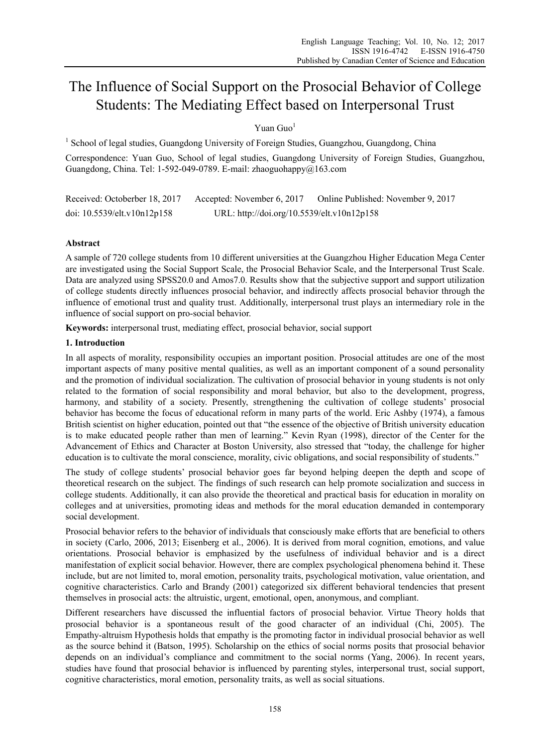# The Influence of Social Support on the Prosocial Behavior of College Students: The Mediating Effect based on Interpersonal Trust

Yuan Guo[1]

[1] School of legal studies, Guangdong University of Foreign Studies, Guangzhou, Guangdong, China

Correspondence: Yuan Guo, School of legal studies, Guangdong University of Foreign Studies, Guangzhou, Guangdong, China. Tel: 1-592-049-0789. E-mail: zhaoguohappy@163.com

Received: Octoberber 18, 2017 Accepted: November 6, 2017 Online Published: November 9, 2017

doi: 10.5539/elt.v10n12p158 URL: http://doi.org/10.5539/elt.v10n12p158

## Abstract

A sample of 720 college students from 10 different universities at the Guangzhou Higher Education Mega Center are investigated using the Social Support Scale, the Prosocial Behavior Scale, and the Interpersonal Trust Scale. Data are analyzed using SPSS20.0 and Amos7.0. Results show that the subjective support and support utilization of college students directly influences prosocial behavior, and indirectly affects prosocial behavior through the influence of emotional trust and quality trust. Additionally, interpersonal trust plays an intermediary role in the influence of social support on pro-social behavior.

**Keywords:** interpersonal trust, mediating effect, prosocial behavior, social support

## 1. Introduction

In all aspects of morality, responsibility occupies an important position. Prosocial attitudes are one of the most important aspects of many positive mental qualities, as well as an important component of a sound personality and the promotion of individual socialization. The cultivation of prosocial behavior in young students is not only related to the formation of social responsibility and moral behavior, but also to the development, progress, harmony, and stability of a society. Presently, strengthening the cultivation of college students' prosocial behavior has become the focus of educational reform in many parts of the world. Eric Ashby (1974), a famous British scientist on higher education, pointed out that "the essence of the objective of British university education is to make educated people rather than men of learning." Kevin Ryan (1998), director of the Center for the Advancement of Ethics and Character at Boston University, also stressed that "today, the challenge for higher education is to cultivate the moral conscience, morality, civic obligations, and social responsibility of students."

The study of college students' prosocial behavior goes far beyond helping deepen the depth and scope of theoretical research on the subject. The findings of such research can help promote socialization and success in college students. Additionally, it can also provide the theoretical and practical basis for education in morality on colleges and at universities, promoting ideas and methods for the moral education demanded in contemporary social development.

Prosocial behavior refers to the behavior of individuals that consciously make efforts that are beneficial to others in society (Carlo, 2006, 2013; Eisenberg et al., 2006). It is derived from moral cognition, emotions, and value orientations. Prosocial behavior is emphasized by the usefulness of individual behavior and is a direct manifestation of explicit social behavior. However, there are complex psychological phenomena behind it. These include, but are not limited to, moral emotion, personality traits, psychological motivation, value orientation, and cognitive characteristics. Carlo and Brandy (2001) categorized six different behavioral tendencies that present themselves in prosocial acts: the altruistic, urgent, emotional, open, anonymous, and compliant.

Different researchers have discussed the influential factors of prosocial behavior. Virtue Theory holds that prosocial behavior is a spontaneous result of the good character of an individual (Chi, 2005). The Empathy-altruism Hypothesis holds that empathy is the promoting factor in individual prosocial behavior as well as the source behind it (Batson, 1995). Scholarship on the ethics of social norms posits that prosocial behavior depends on an individual's compliance and commitment to the social norms (Yang, 2006). In recent years, studies have found that prosocial behavior is influenced by parenting styles, interpersonal trust, social support, cognitive characteristics, moral emotion, personality traits, as well as social situations.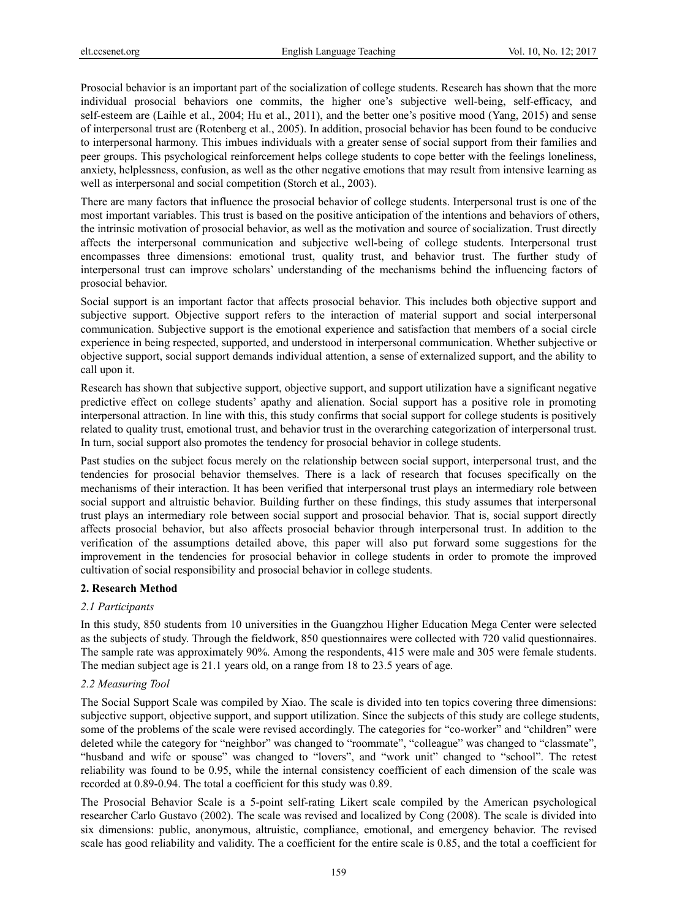Prosocial behavior is an important part of the socialization of college students. Research has shown that the more individual prosocial behaviors one commits, the higher one's subjective well-being, self-efficacy, and self-esteem are (Laihle et al., 2004; Hu et al., 2011), and the better one's positive mood (Yang, 2015) and sense of interpersonal trust are (Rotenberg et al., 2005). In addition, prosocial behavior has been found to be conducive to interpersonal harmony. This imbues individuals with a greater sense of social support from their families and peer groups. This psychological reinforcement helps college students to cope better with the feelings loneliness, anxiety, helplessness, confusion, as well as the other negative emotions that may result from intensive learning as well as interpersonal and social competition (Storch et al., 2003).

There are many factors that influence the prosocial behavior of college students. Interpersonal trust is one of the most important variables. This trust is based on the positive anticipation of the intentions and behaviors of others, the intrinsic motivation of prosocial behavior, as well as the motivation and source of socialization. Trust directly affects the interpersonal communication and subjective well-being of college students. Interpersonal trust encompasses three dimensions: emotional trust, quality trust, and behavior trust. The further study of interpersonal trust can improve scholars' understanding of the mechanisms behind the influencing factors of prosocial behavior.

Social support is an important factor that affects prosocial behavior. This includes both objective support and subjective support. Objective support refers to the interaction of material support and social interpersonal communication. Subjective support is the emotional experience and satisfaction that members of a social circle experience in being respected, supported, and understood in interpersonal communication. Whether subjective or objective support, social support demands individual attention, a sense of externalized support, and the ability to call upon it.

Research has shown that subjective support, objective support, and support utilization have a significant negative predictive effect on college students' apathy and alienation. Social support has a positive role in promoting interpersonal attraction. In line with this, this study confirms that social support for college students is positively related to quality trust, emotional trust, and behavior trust in the overarching categorization of interpersonal trust. In turn, social support also promotes the tendency for prosocial behavior in college students.

Past studies on the subject focus merely on the relationship between social support, interpersonal trust, and the tendencies for prosocial behavior themselves. There is a lack of research that focuses specifically on the mechanisms of their interaction. It has been verified that interpersonal trust plays an intermediary role between social support and altruistic behavior. Building further on these findings, this study assumes that interpersonal trust plays an intermediary role between social support and prosocial behavior. That is, social support directly affects prosocial behavior, but also affects prosocial behavior through interpersonal trust. In addition to the verification of the assumptions detailed above, this paper will also put forward some suggestions for the improvement in the tendencies for prosocial behavior in college students in order to promote the improved cultivation of social responsibility and prosocial behavior in college students.

## 2. Research Method

### *2.1 Participants*

In this study, 850 students from 10 universities in the Guangzhou Higher Education Mega Center were selected as the subjects of study. Through the fieldwork, 850 questionnaires were collected with 720 valid questionnaires. The sample rate was approximately 90%. Among the respondents, 415 were male and 305 were female students. The median subject age is 21.1 years old, on a range from 18 to 23.5 years of age.

### *2.2 Measuring Tool*

The Social Support Scale was compiled by Xiao. The scale is divided into ten topics covering three dimensions: subjective support, objective support, and support utilization. Since the subjects of this study are college students, some of the problems of the scale were revised accordingly. The categories for "co-worker" and "children" were deleted while the category for "neighbor" was changed to "roommate", "colleague" was changed to "classmate", "husband and wife or spouse" was changed to "lovers", and "work unit" changed to "school". The retest reliability was found to be 0.95, while the internal consistency coefficient of each dimension of the scale was recorded at 0.89-0.94. The total a coefficient for this study was 0.89.

The Prosocial Behavior Scale is a 5-point self-rating Likert scale compiled by the American psychological researcher Carlo Gustavo (2002). The scale was revised and localized by Cong (2008). The scale is divided into six dimensions: public, anonymous, altruistic, compliance, emotional, and emergency behavior. The revised scale has good reliability and validity. The a coefficient for the entire scale is 0.85, and the total a coefficient for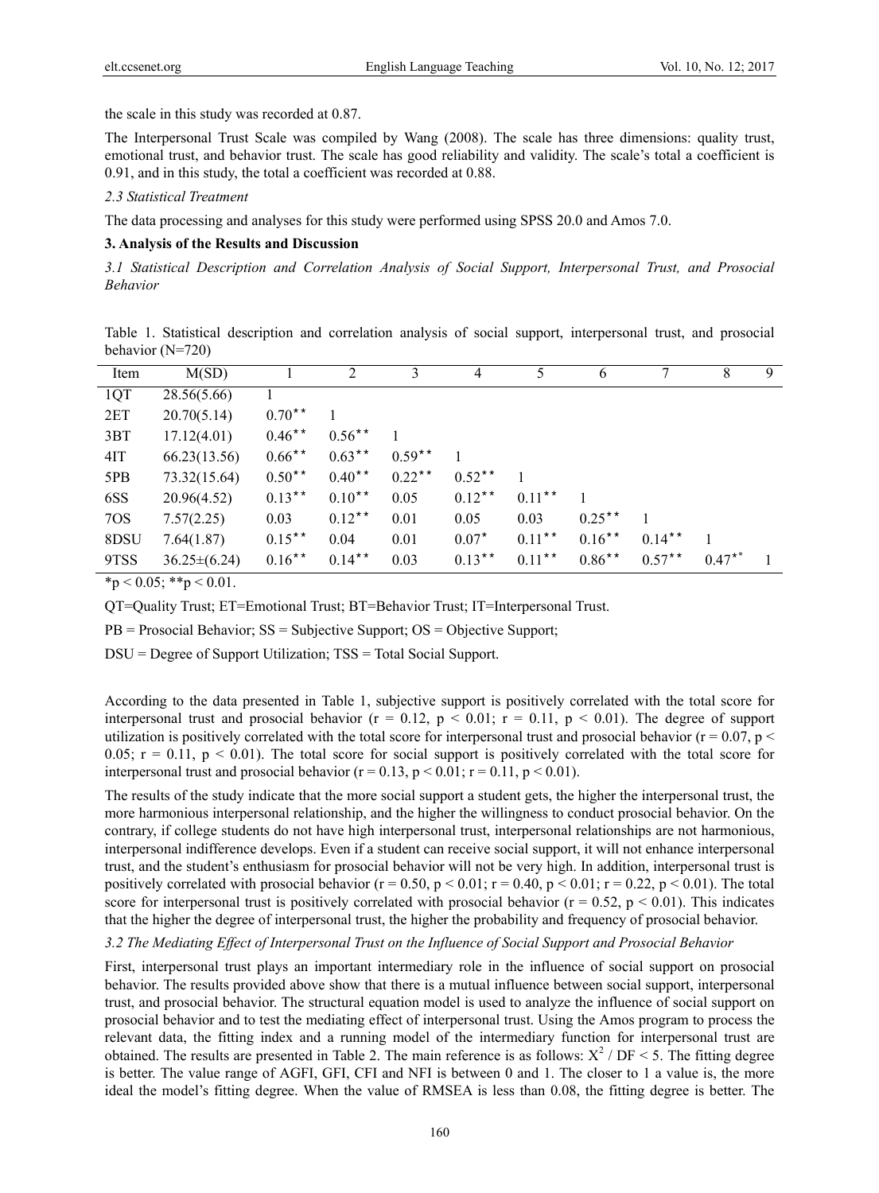the scale in this study was recorded at 0.87.

The Interpersonal Trust Scale was compiled by Wang (2008). The scale has three dimensions: quality trust, emotional trust, and behavior trust. The scale has good reliability and validity. The scale's total a coefficient is 0.91, and in this study, the total a coefficient was recorded at 0.88.

*2.3 Statistical Treatment*

The data processing and analyses for this study were performed using SPSS 20.0 and Amos 7.0.

## 3. Analysis of the Results and Discussion

*3.1 Statistical Description and Correlation Analysis of Social Support, Interpersonal Trust, and Prosocial Behavior*

Table 1. Statistical description and correlation analysis of social support, interpersonal trust, and prosocial behavior (N=720)

| Item | M(SD) | 1 | 2 | 3 | 4 | 5 | 6 | 7 | 8 | 9 |
|---|---|---|---|---|---|---|---|---|---|---|
| 1QT | 28.56(5.66) | 1 | | | | | | | | |
| 2ET | 20.70(5.14) | 0.70** | 1 | | | | | | | |
| 3BT | 17.12(4.01) | 0.46** | 0.56** | 1 | | | | | | |
| 4IT | 66.23(13.56) | 0.66** | 0.63** | 0.59** | 1 | | | | | |
| 5PB | 73.32(15.64) | 0.50** | 0.40** | 0.22** | 0.52** | 1 | | | | |
| 6SS | 20.96(4.52) | 0.13** | 0.10** | 0.05 | 0.12** | 0.11** | 1 | | | |
| 7OS | 7.57(2.25) | 0.03 | 0.12** | 0.01 | 0.05 | 0.03 | 0.25** | 1 | | |
| 8DSU | 7.64(1.87) | 0.15** | 0.04 | 0.01 | 0.07* | 0.11** | 0.16** | 0.14** | 1 | |
| 9TSS | 36.25±(6.24) | 0.16** | 0.14** | 0.03 | 0.13** | 0.11** | 0.86** | 0.57** | 0.47** | 1 |

*p < 0.05; **p < 0.01.

QT=Quality Trust; ET=Emotional Trust; BT=Behavior Trust; IT=Interpersonal Trust.

PB = Prosocial Behavior; SS = Subjective Support; OS = Objective Support;

DSU = Degree of Support Utilization; TSS = Total Social Support.

According to the data presented in Table 1, subjective support is positively correlated with the total score for interpersonal trust and prosocial behavior ($r = 0.12$, $p < 0.01$; $r = 0.11$, $p < 0.01$). The degree of support utilization is positively correlated with the total score for interpersonal trust and prosocial behavior ($r = 0.07$, $p < 0.05$; $r = 0.11$, $p < 0.01$). The total score for social support is positively correlated with the total score for interpersonal trust and prosocial behavior ($r = 0.13$, $p < 0.01$; $r = 0.11$, $p < 0.01$).

The results of the study indicate that the more social support a student gets, the higher the interpersonal trust, the more harmonious interpersonal relationship, and the higher the willingness to conduct prosocial behavior. On the contrary, if college students do not have high interpersonal trust, interpersonal relationships are not harmonious, interpersonal indifference develops. Even if a student can receive social support, it will not enhance interpersonal trust, and the student's enthusiasm for prosocial behavior will not be very high. In addition, interpersonal trust is positively correlated with prosocial behavior ($r = 0.50$, $p < 0.01$; $r = 0.40$, $p < 0.01$; $r = 0.22$, $p < 0.01$). The total score for interpersonal trust is positively correlated with prosocial behavior ($r = 0.52$, $p < 0.01$). This indicates that the higher the degree of interpersonal trust, the higher the probability and frequency of prosocial behavior.

*3.2 The Mediating Effect of Interpersonal Trust on the Influence of Social Support and Prosocial Behavior*

First, interpersonal trust plays an important intermediary role in the influence of social support on prosocial behavior. The results provided above show that there is a mutual influence between social support, interpersonal trust, and prosocial behavior. The structural equation model is used to analyze the influence of social support on prosocial behavior and to test the mediating effect of interpersonal trust. Using the Amos program to process the relevant data, the fitting index and a running model of the intermediary function for interpersonal trust are obtained. The results are presented in Table 2. The main reference is as follows: $X^2 / DF < 5$. The fitting degree is better. The value range of AGFI, GFI, CFI and NFI is between 0 and 1. The closer to 1 a value is, the more ideal the model's fitting degree. When the value of RMSEA is less than 0.08, the fitting degree is better. The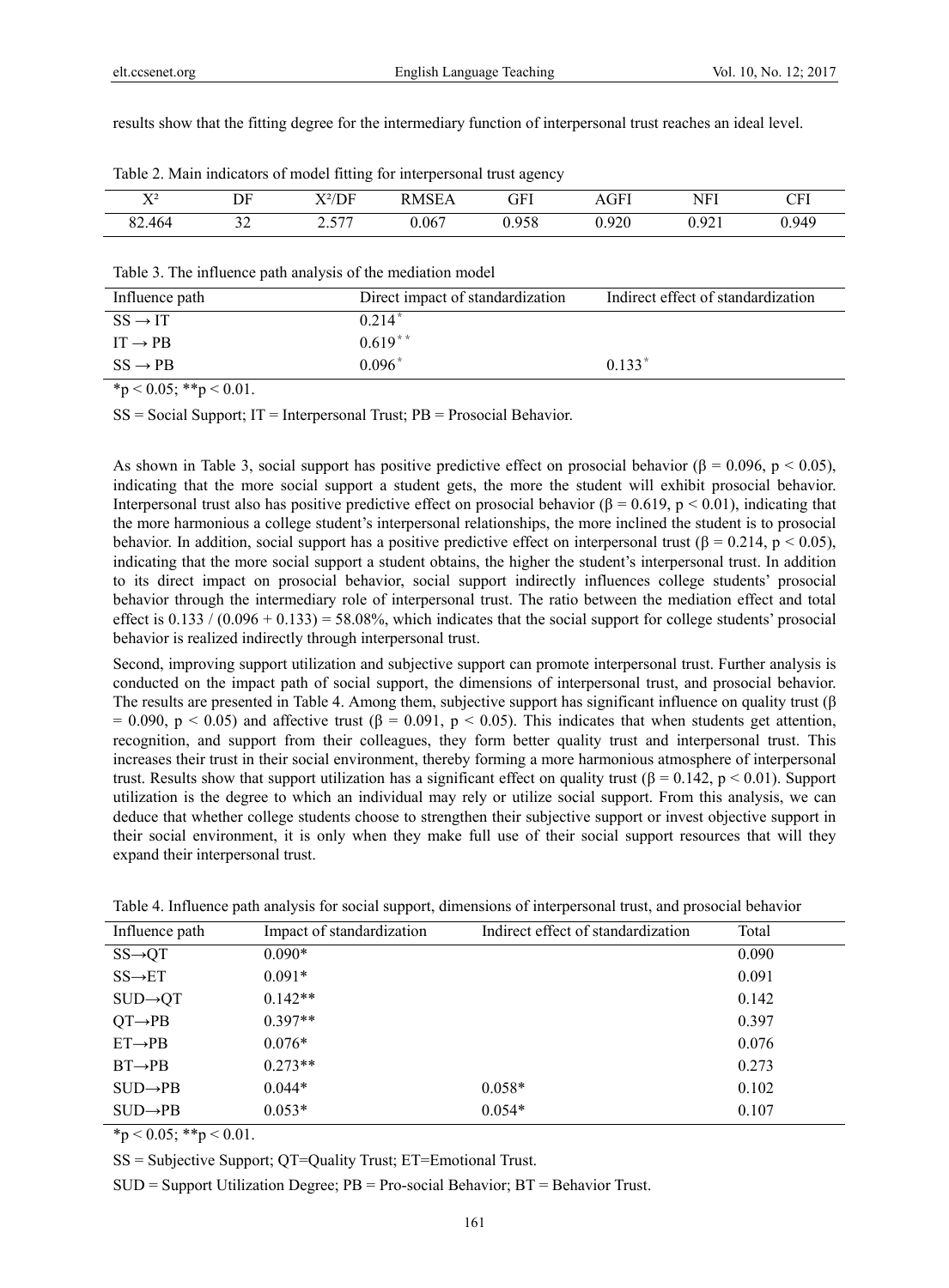results show that the fitting degree for the intermediary function of interpersonal trust reaches an ideal level.

Table 2. Main indicators of model fitting for interpersonal trust agency

| $X^2$ | DF | $X^2$/DF | RMSEA | GFI | AGFI | NFI | CFI |
|---|---|---|---|---|---|---|---|
| 82.464 | 32 | 2.577 | 0.067 | 0.958 | 0.920 | 0.921 | 0.949 |

Table 3. The influence path analysis of the mediation model

| Influence path | Direct impact of standardization | Indirect effect of standardization |
|---|---|---|
| SS → IT | 0.214* | |
| IT → PB | 0.619** | |
| SS → PB | 0.096* | 0.133* |

*p < 0.05; **p < 0.01.

SS = Social Support; IT = Interpersonal Trust; PB = Prosocial Behavior.

As shown in Table 3, social support has positive predictive effect on prosocial behavior ($\beta = 0.096$, $p < 0.05$), indicating that the more social support a student gets, the more the student will exhibit prosocial behavior. Interpersonal trust also has positive predictive effect on prosocial behavior ($\beta = 0.619$, $p < 0.01$), indicating that the more harmonious a college student's interpersonal relationships, the more inclined the student is to prosocial behavior. In addition, social support has a positive predictive effect on interpersonal trust ($\beta = 0.214$, $p < 0.05$), indicating that the more social support a student obtains, the higher the student's interpersonal trust. In addition to its direct impact on prosocial behavior, social support indirectly influences college students' prosocial behavior through the intermediary role of interpersonal trust. The ratio between the mediation effect and total effect is $0.133 / (0.096 + 0.133) = 58.08\%$, which indicates that the social support for college students' prosocial behavior is realized indirectly through interpersonal trust.

Second, improving support utilization and subjective support can promote interpersonal trust. Further analysis is conducted on the impact path of social support, the dimensions of interpersonal trust, and prosocial behavior. The results are presented in Table 4. Among them, subjective support has significant influence on quality trust ($\beta = 0.090$, $p < 0.05$) and affective trust ($\beta = 0.091$, $p < 0.05$). This indicates that when students get attention, recognition, and support from their colleagues, they form better quality trust and interpersonal trust. This increases their trust in their social environment, thereby forming a more harmonious atmosphere of interpersonal trust. Results show that support utilization has a significant effect on quality trust ($\beta = 0.142$, $p < 0.01$). Support utilization is the degree to which an individual may rely or utilize social support. From this analysis, we can deduce that whether college students choose to strengthen their subjective support or invest objective support in their social environment, it is only when they make full use of their social support resources that will they expand their interpersonal trust.

Table 4. Influence path analysis for social support, dimensions of interpersonal trust, and prosocial behavior

| Influence path | Impact of standardization | Indirect effect of standardization | Total |
|---|---|---|---|
| SS→QT | 0.090* | | 0.090 |
| SS→ET | 0.091* | | 0.091 |
| SUD→QT | 0.142** | | 0.142 |
| QT→PB | 0.397** | | 0.397 |
| ET→PB | 0.076* | | 0.076 |
| BT→PB | 0.273** | | 0.273 |
| SUD→PB | 0.044* | 0.058* | 0.102 |
| SUD→PB | 0.053* | 0.054* | 0.107 |

*p < 0.05; **p < 0.01.

SS = Subjective Support; QT=Quality Trust; ET=Emotional Trust.

SUD = Support Utilization Degree; PB = Pro-social Behavior; BT = Behavior Trust.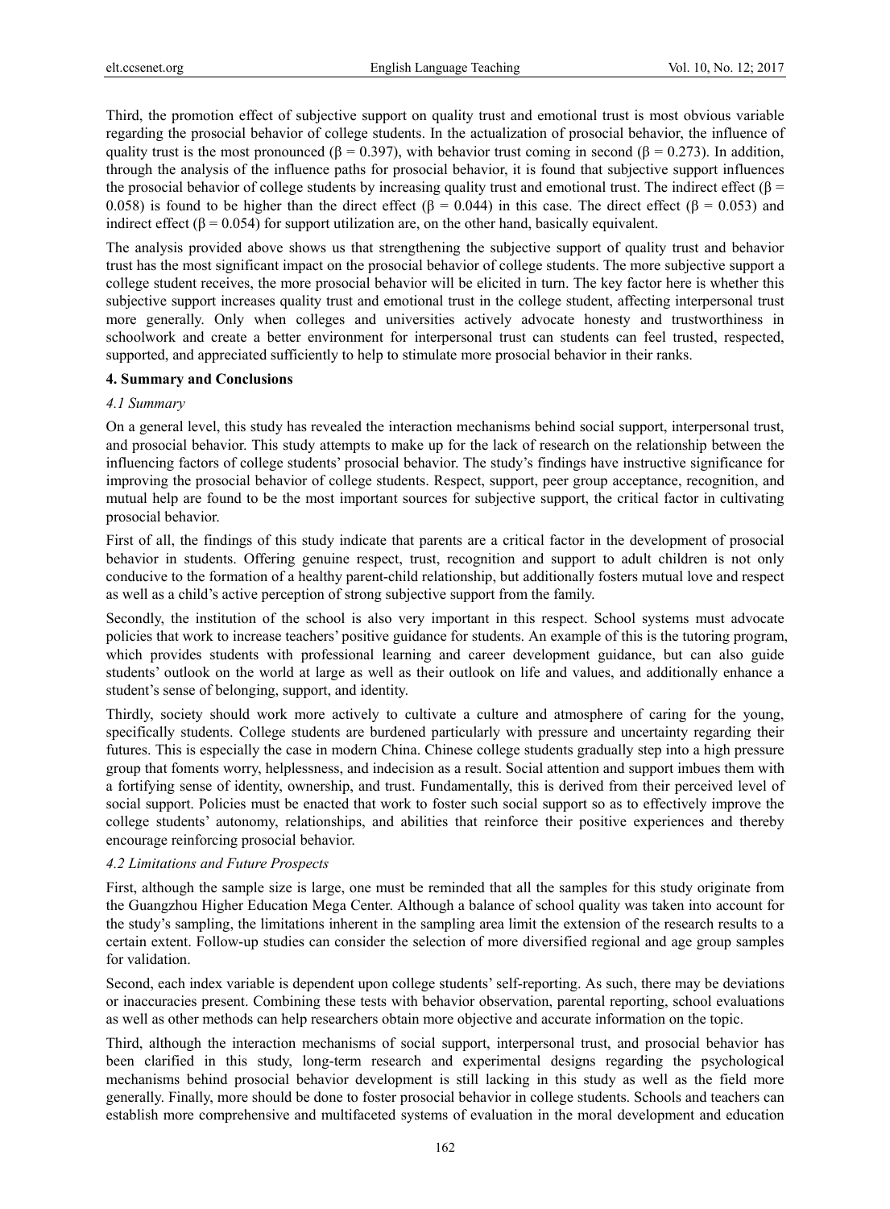Third, the promotion effect of subjective support on quality trust and emotional trust is most obvious variable regarding the prosocial behavior of college students. In the actualization of prosocial behavior, the influence of quality trust is the most pronounced ($\beta = 0.397$), with behavior trust coming in second ($\beta = 0.273$). In addition, through the analysis of the influence paths for prosocial behavior, it is found that subjective support influences the prosocial behavior of college students by increasing quality trust and emotional trust. The indirect effect ($\beta = 0.058$) is found to be higher than the direct effect ($\beta = 0.044$) in this case. The direct effect ($\beta = 0.053$) and indirect effect ($\beta = 0.054$) for support utilization are, on the other hand, basically equivalent.

The analysis provided above shows us that strengthening the subjective support of quality trust and behavior trust has the most significant impact on the prosocial behavior of college students. The more subjective support a college student receives, the more prosocial behavior will be elicited in turn. The key factor here is whether this subjective support increases quality trust and emotional trust in the college student, affecting interpersonal trust more generally. Only when colleges and universities actively advocate honesty and trustworthiness in schoolwork and create a better environment for interpersonal trust can students can feel trusted, respected, supported, and appreciated sufficiently to help to stimulate more prosocial behavior in their ranks.

## 4. Summary and Conclusions

### *4.1 Summary*

On a general level, this study has revealed the interaction mechanisms behind social support, interpersonal trust, and prosocial behavior. This study attempts to make up for the lack of research on the relationship between the influencing factors of college students' prosocial behavior. The study's findings have instructive significance for improving the prosocial behavior of college students. Respect, support, peer group acceptance, recognition, and mutual help are found to be the most important sources for subjective support, the critical factor in cultivating prosocial behavior.

First of all, the findings of this study indicate that parents are a critical factor in the development of prosocial behavior in students. Offering genuine respect, trust, recognition and support to adult children is not only conducive to the formation of a healthy parent-child relationship, but additionally fosters mutual love and respect as well as a child's active perception of strong subjective support from the family.

Secondly, the institution of the school is also very important in this respect. School systems must advocate policies that work to increase teachers' positive guidance for students. An example of this is the tutoring program, which provides students with professional learning and career development guidance, but can also guide students' outlook on the world at large as well as their outlook on life and values, and additionally enhance a student's sense of belonging, support, and identity.

Thirdly, society should work more actively to cultivate a culture and atmosphere of caring for the young, specifically students. College students are burdened particularly with pressure and uncertainty regarding their futures. This is especially the case in modern China. Chinese college students gradually step into a high pressure group that foments worry, helplessness, and indecision as a result. Social attention and support imbues them with a fortifying sense of identity, ownership, and trust. Fundamentally, this is derived from their perceived level of social support. Policies must be enacted that work to foster such social support so as to effectively improve the college students' autonomy, relationships, and abilities that reinforce their positive experiences and thereby encourage reinforcing prosocial behavior.

### *4.2 Limitations and Future Prospects*

First, although the sample size is large, one must be reminded that all the samples for this study originate from the Guangzhou Higher Education Mega Center. Although a balance of school quality was taken into account for the study's sampling, the limitations inherent in the sampling area limit the extension of the research results to a certain extent. Follow-up studies can consider the selection of more diversified regional and age group samples for validation.

Second, each index variable is dependent upon college students' self-reporting. As such, there may be deviations or inaccuracies present. Combining these tests with behavior observation, parental reporting, school evaluations as well as other methods can help researchers obtain more objective and accurate information on the topic.

Third, although the interaction mechanisms of social support, interpersonal trust, and prosocial behavior has been clarified in this study, long-term research and experimental designs regarding the psychological mechanisms behind prosocial behavior development is still lacking in this study as well as the field more generally. Finally, more should be done to foster prosocial behavior in college students. Schools and teachers can establish more comprehensive and multifaceted systems of evaluation in the moral development and education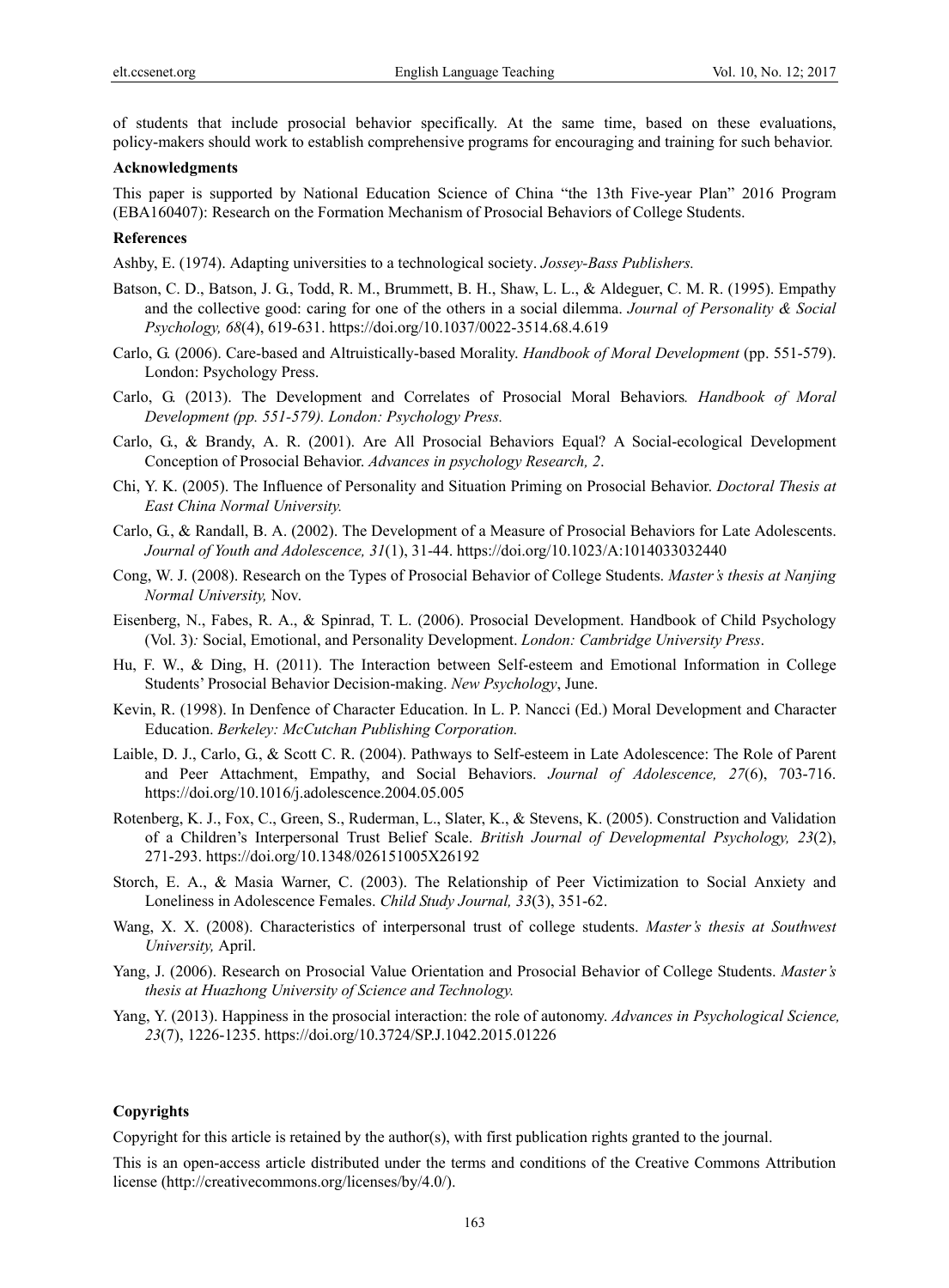of students that include prosocial behavior specifically. At the same time, based on these evaluations, policy-makers should work to establish comprehensive programs for encouraging and training for such behavior.

## Acknowledgments

This paper is supported by National Education Science of China "the 13th Five-year Plan" 2016 Program (EBA160407): Research on the Formation Mechanism of Prosocial Behaviors of College Students.

## References

Ashby, E. (1974). Adapting universities to a technological society. *Jossey-Bass Publishers.*

Batson, C. D., Batson, J. G., Todd, R. M., Brummett, B. H., Shaw, L. L., & Aldeguer, C. M. R. (1995). Empathy and the collective good: caring for one of the others in a social dilemma. *Journal of Personality & Social Psychology, 68*(4), 619-631. https://doi.org/10.1037/0022-3514.68.4.619

Carlo, G. (2006). Care-based and Altruistically-based Morality. *Handbook of Moral Development* (pp. 551-579). London: Psychology Press.

Carlo, G. (2013). The Development and Correlates of Prosocial Moral Behaviors*. Handbook of Moral Development (pp. 551-579). London: Psychology Press.*

Carlo, G., & Brandy, A. R. (2001). Are All Prosocial Behaviors Equal? A Social-ecological Development Conception of Prosocial Behavior. *Advances in psychology Research, 2*.

Chi, Y. K. (2005). The Influence of Personality and Situation Priming on Prosocial Behavior. *Doctoral Thesis at East China Normal University.*

Carlo, G., & Randall, B. A. (2002). The Development of a Measure of Prosocial Behaviors for Late Adolescents. *Journal of Youth and Adolescence, 31*(1), 31-44. https://doi.org/10.1023/A:1014033032440

Cong, W. J. (2008). Research on the Types of Prosocial Behavior of College Students. *Master's thesis at Nanjing Normal University,* Nov.

Eisenberg, N., Fabes, R. A., & Spinrad, T. L. (2006). Prosocial Development. Handbook of Child Psychology (Vol. 3)*:* Social, Emotional, and Personality Development. *London: Cambridge University Press*.

Hu, F. W., & Ding, H. (2011). The Interaction between Self-esteem and Emotional Information in College Students' Prosocial Behavior Decision-making. *New Psychology*, June.

Kevin, R. (1998). In Denfence of Character Education. In L. P. Nancci (Ed.) Moral Development and Character Education. *Berkeley: McCutchan Publishing Corporation.*

Laible, D. J., Carlo, G., & Scott C. R. (2004). Pathways to Self-esteem in Late Adolescence: The Role of Parent and Peer Attachment, Empathy, and Social Behaviors. *Journal of Adolescence, 27*(6), 703-716. https://doi.org/10.1016/j.adolescence.2004.05.005

Rotenberg, K. J., Fox, C., Green, S., Ruderman, L., Slater, K., & Stevens, K. (2005). Construction and Validation of a Children's Interpersonal Trust Belief Scale. *British Journal of Developmental Psychology, 23*(2), 271-293. https://doi.org/10.1348/026151005X26192

Storch, E. A., & Masia Warner, C. (2003). The Relationship of Peer Victimization to Social Anxiety and Loneliness in Adolescence Females. *Child Study Journal, 33*(3), 351-62.

Wang, X. X. (2008). Characteristics of interpersonal trust of college students. *Master's thesis at Southwest University,* April.

Yang, J. (2006). Research on Prosocial Value Orientation and Prosocial Behavior of College Students. *Master's thesis at Huazhong University of Science and Technology.*

Yang, Y. (2013). Happiness in the prosocial interaction: the role of autonomy. *Advances in Psychological Science, 23*(7), 1226-1235. https://doi.org/10.3724/SP.J.1042.2015.01226

## Copyrights

Copyright for this article is retained by the author(s), with first publication rights granted to the journal.

This is an open-access article distributed under the terms and conditions of the Creative Commons Attribution license (http://creativecommons.org/licenses/by/4.0/).